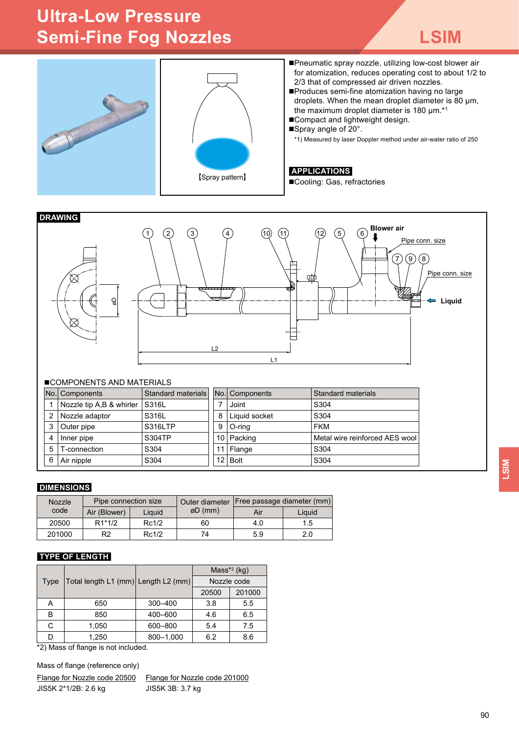# Ultra-Low Pressure Semi-Fine Fog Nozzles

## LSIM

【Spray pattern】

- Pneumatic spray nozzle, utilizing low-cost blower air for atomization, reduces operating cost to about 1/2 to 2/3 that of compressed air driven nozzles.
- Produces semi-fine atomization having no large droplets. When the mean droplet diameter is 80 µm, the maximum droplet diameter is 180 µm.*1
- Compact and lightweight design.
- Spray angle of 20°.

*1) Measured by laser Doppler method under air-water ratio of 250

### APPLICATIONS

- Cooling: Gas, refractories

### DRAWING

1 2 3 4 10 11 12 5 6

Blower air

Pipe conn. size

7 9 8

Pipe conn. size

Liquid

øD

L2

L1

■COMPONENTS AND MATERIALS

| No. | Components | Standard materials | No. | Components | Standard materials |
|---|---|---|---|---|---|
| 1 | Nozzle tip A,B & whirler | S316L | 7 | Joint | S304 |
| 2 | Nozzle adaptor | S316L | 8 | Liquid socket | S304 |
| 3 | Outer pipe | S316LTP | 9 | O-ring | FKM |
| 4 | Inner pipe | S304TP | 10 | Packing | Metal wire reinforced AES wool |
| 5 | T-connection | S304 | 11 | Flange | S304 |
| 6 | Air nipple | S304 | 12 | Bolt | S304 |

### DIMENSIONS

| Nozzle code | Pipe connection size | | Outer diameter øD (mm) | Free passage diameter (mm) | |
|---|---|---|---|---|---|
| | Air (Blower) | Liquid | | Air | Liquid |
| 20500 | R1*1/2 | Rc1/2 | 60 | 4.0 | 1.5 |
| 201000 | R2 | Rc1/2 | 74 | 5.9 | 2.0 |

### TYPE OF LENGTH

| Type | Total length L1 (mm) | Length L2 (mm) | Mass*2 (kg) | |
|---|---|---|---|---|
| | | | Nozzle code | |
| | | | 20500 | 201000 |
| A | 650 | 300–400 | 3.8 | 5.5 |
| B | 850 | 400–600 | 4.6 | 6.5 |
| C | 1,050 | 600–800 | 5.4 | 7.5 |
| D | 1,250 | 800–1,000 | 6.2 | 8.6 |

*2) Mass of flange is not included.

Mass of flange (reference only)

Flange for Nozzle code 20500
JIS5K 2*1/2B: 2.6 kg

Flange for Nozzle code 201000
JIS5K 3B: 3.7 kg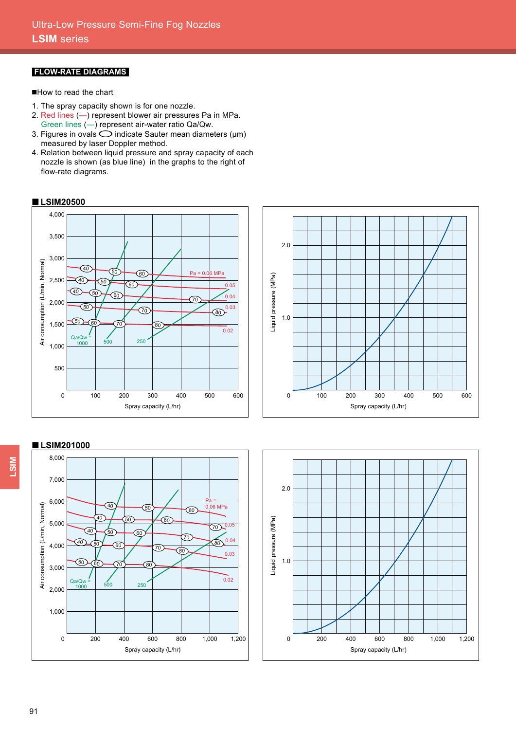## FLOW-RATE DIAGRAMS

■How to read the chart

1. The spray capacity shown is for one nozzle.
2. Red lines (—) represent blower air pressures Pa in MPa.
   Green lines (—) represent air-water ratio Qa/Qw.
3. Figures in ovals ⬭ indicate Sauter mean diameters (μm) measured by laser Doppler method.
4. Relation between liquid pressure and spray capacity of each nozzle is shown (as blue line) in the graphs to the right of flow-rate diagrams.

### ■ LSIM20500

Air consumption (L/min, Normal)

4,000
3,500
3,000
2,500
2,000
1,500
1,000
500
0

Spray capacity (L/hr)

100 200 300 400 500 600

Pa = 0.06 MPa
0.05
0.04
0.03
0.02

Qa/Qw = 1000
500
250

40 50 60
40 50 60
40 50 60 70
50 70 80
50 60 70 80

Liquid pressure (MPa)

2.0
1.0
0

Spray capacity (L/hr)

100 200 300 400 500 600

### ■ LSIM201000

Air consumption (L/min, Normal)

8,000
7,000
6,000
5,000
4,000
3,000
2,000
1,000
0

Spray capacity (L/hr)

200 400 600 800 1,000 1,200

Pa = 0.06 MPa
0.05
0.04
0.03
0.02

Qa/Qw = 1000
500
250

40 50 60
40 50 60 70
40 50 60 70
40 50 60 70 80 80
50 60 70 80

Liquid pressure (MPa)

2.0
1.0
0

Spray capacity (L/hr)

200 400 600 800 1,000 1,200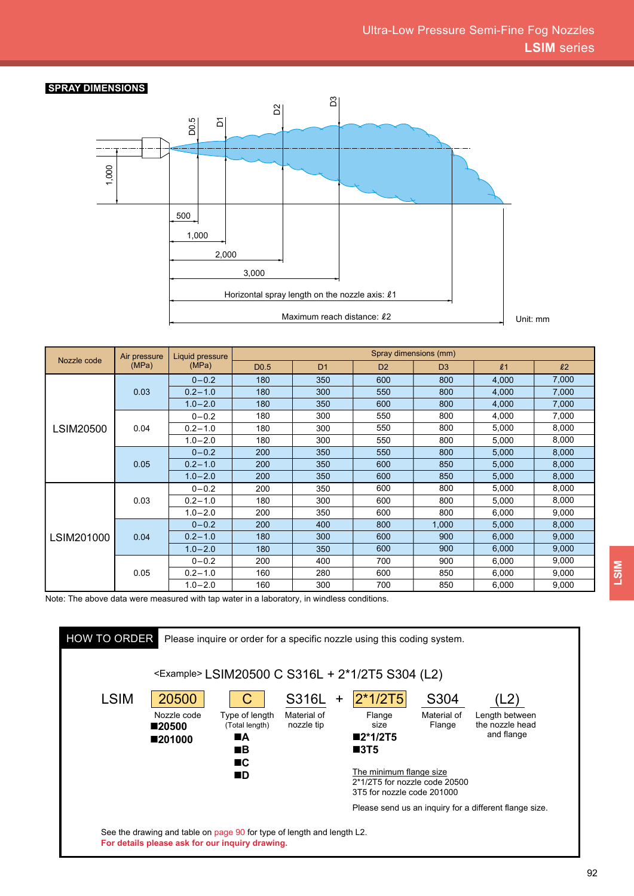## SPRAY DIMENSIONS

D0.5
D1
D2
D3
1,000
500
1,000
2,000
3,000
Horizontal spray length on the nozzle axis: ℓ1
Maximum reach distance: ℓ2
Unit: mm

| Nozzle code | Air pressure (MPa) | Liquid pressure (MPa) | Spray dimensions (mm) | | | | | |
|---|---|---|---|---|---|---|---|---|
| | | | D0.5 | D1 | D2 | D3 | ℓ1 | ℓ2 |
| LSIM20500 | 0.03 | 0−0.2 | 180 | 350 | 600 | 800 | 4,000 | 7,000 |
| | | 0.2−1.0 | 180 | 300 | 550 | 800 | 4,000 | 7,000 |
| | | 1.0−2.0 | 180 | 350 | 600 | 800 | 4,000 | 7,000 |
| | 0.04 | 0−0.2 | 180 | 300 | 550 | 800 | 4,000 | 7,000 |
| | | 0.2−1.0 | 180 | 300 | 550 | 800 | 5,000 | 8,000 |
| | | 1.0−2.0 | 180 | 300 | 550 | 800 | 5,000 | 8,000 |
| | 0.05 | 0−0.2 | 200 | 350 | 550 | 800 | 5,000 | 8,000 |
| | | 0.2−1.0 | 200 | 350 | 600 | 850 | 5,000 | 8,000 |
| | | 1.0−2.0 | 200 | 350 | 600 | 850 | 5,000 | 8,000 |
| LSIM201000 | 0.03 | 0−0.2 | 200 | 350 | 600 | 800 | 5,000 | 8,000 |
| | | 0.2−1.0 | 180 | 300 | 600 | 800 | 5,000 | 8,000 |
| | | 1.0−2.0 | 200 | 350 | 600 | 800 | 6,000 | 9,000 |
| | 0.04 | 0−0.2 | 200 | 400 | 800 | 1,000 | 5,000 | 8,000 |
| | | 0.2−1.0 | 180 | 300 | 600 | 900 | 6,000 | 9,000 |
| | | 1.0−2.0 | 180 | 350 | 600 | 900 | 6,000 | 9,000 |
| | 0.05 | 0−0.2 | 200 | 400 | 700 | 900 | 6,000 | 9,000 |
| | | 0.2−1.0 | 160 | 280 | 600 | 850 | 6,000 | 9,000 |
| | | 1.0−2.0 | 160 | 300 | 700 | 850 | 6,000 | 9,000 |

Note: The above data were measured with tap water in a laboratory, in windless conditions.

## HOW TO ORDER

Please inquire or order for a specific nozzle using this coding system.

<Example> LSIM20500 C S316L + 2*1/2T5 S304 (L2)

LSIM **20500** **C** S316L + **2*1/2T5** S304 (L2)

- **20500** — Nozzle code: ■**20500**, ■**201000**
- **C** — Type of length (Total length): ■**A**, ■**B**, ■**C**, ■**D**
- **S316L** — Material of nozzle tip
- **2*1/2T5** — Flange size: ■**2*1/2T5**, ■**3T5**
- **S304** — Material of Flange
- **(L2)** — Length between the nozzle head and flange

The minimum flange size
2*1/2T5 for nozzle code 20500
3T5 for nozzle code 201000

Please send us an inquiry for a different flange size.

See the drawing and table on page 90 for type of length and length L2.
**For details please ask for our inquiry drawing.**